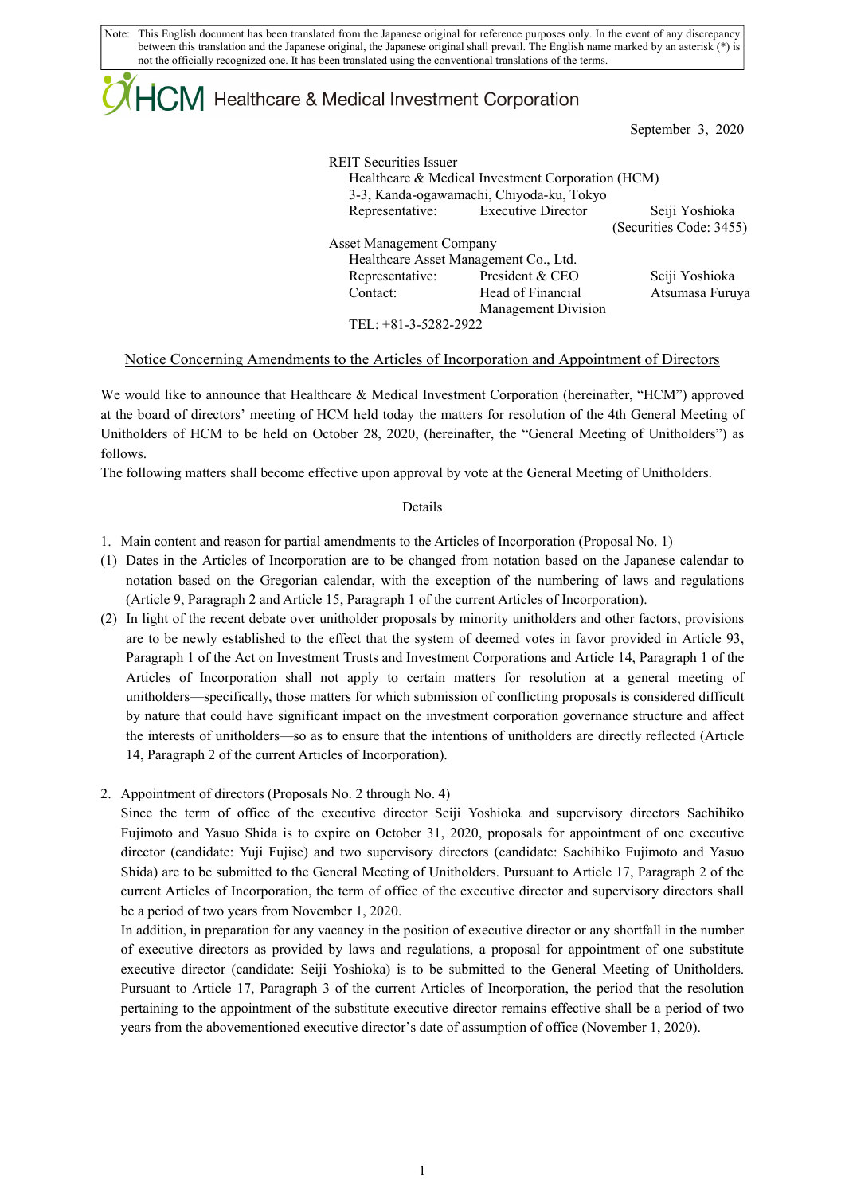Note: This English document has been translated from the Japanese original for reference purposes only. In the event of any discrepancy between this translation and the Japanese original, the Japanese original shall prevail. The English name marked by an asterisk (*) is not the officially recognized one. It has been translated using the conventional translations of the terms.

HCM Healthcare & Medical Investment Corporation

September 3, 2020

REIT Securities Issuer
Healthcare & Medical Investment Corporation (HCM)
3-3, Kanda-ogawamachi, Chiyoda-ku, Tokyo
Representative: Executive Director Seiji Yoshioka
(Securities Code: 3455)

Asset Management Company
Healthcare Asset Management Co., Ltd.
Representative: President & CEO Seiji Yoshioka
Contact: Head of Financial Management Division Atsumasa Furuya
TEL: +81-3-5282-2922

## Notice Concerning Amendments to the Articles of Incorporation and Appointment of Directors

We would like to announce that Healthcare & Medical Investment Corporation (hereinafter, "HCM") approved at the board of directors' meeting of HCM held today the matters for resolution of the 4th General Meeting of Unitholders of HCM to be held on October 28, 2020, (hereinafter, the "General Meeting of Unitholders") as follows.

The following matters shall become effective upon approval by vote at the General Meeting of Unitholders.

Details

1. Main content and reason for partial amendments to the Articles of Incorporation (Proposal No. 1)

(1) Dates in the Articles of Incorporation are to be changed from notation based on the Japanese calendar to notation based on the Gregorian calendar, with the exception of the numbering of laws and regulations (Article 9, Paragraph 2 and Article 15, Paragraph 1 of the current Articles of Incorporation).

(2) In light of the recent debate over unitholder proposals by minority unitholders and other factors, provisions are to be newly established to the effect that the system of deemed votes in favor provided in Article 93, Paragraph 1 of the Act on Investment Trusts and Investment Corporations and Article 14, Paragraph 1 of the Articles of Incorporation shall not apply to certain matters for resolution at a general meeting of unitholders—specifically, those matters for which submission of conflicting proposals is considered difficult by nature that could have significant impact on the investment corporation governance structure and affect the interests of unitholders—so as to ensure that the intentions of unitholders are directly reflected (Article 14, Paragraph 2 of the current Articles of Incorporation).

2. Appointment of directors (Proposals No. 2 through No. 4)

Since the term of office of the executive director Seiji Yoshioka and supervisory directors Sachihiko Fujimoto and Yasuo Shida is to expire on October 31, 2020, proposals for appointment of one executive director (candidate: Yuji Fujise) and two supervisory directors (candidate: Sachihiko Fujimoto and Yasuo Shida) are to be submitted to the General Meeting of Unitholders. Pursuant to Article 17, Paragraph 2 of the current Articles of Incorporation, the term of office of the executive director and supervisory directors shall be a period of two years from November 1, 2020.

In addition, in preparation for any vacancy in the position of executive director or any shortfall in the number of executive directors as provided by laws and regulations, a proposal for appointment of one substitute executive director (candidate: Seiji Yoshioka) is to be submitted to the General Meeting of Unitholders. Pursuant to Article 17, Paragraph 3 of the current Articles of Incorporation, the period that the resolution pertaining to the appointment of the substitute executive director remains effective shall be a period of two years from the abovementioned executive director's date of assumption of office (November 1, 2020).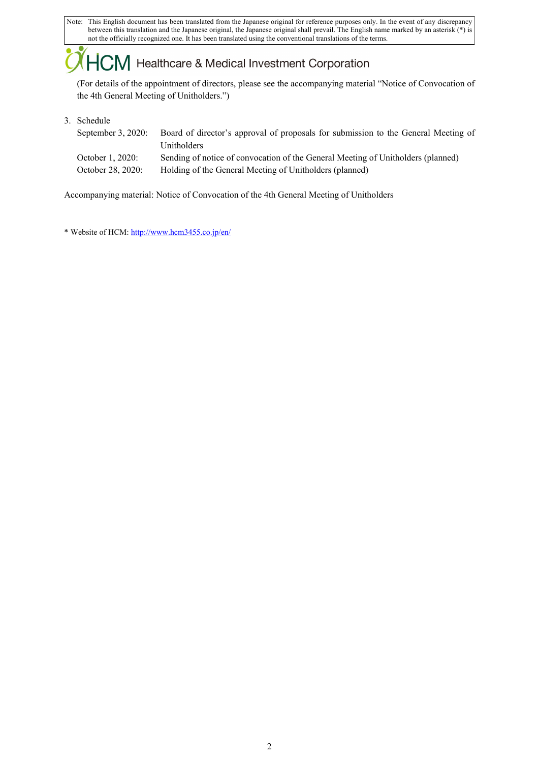(For details of the appointment of directors, please see the accompanying material "Notice of Convocation of the 4th General Meeting of Unitholders.")

3. Schedule

| | |
|---|---|
| September 3, 2020: | Board of director's approval of proposals for submission to the General Meeting of Unitholders |
| October 1, 2020: | Sending of notice of convocation of the General Meeting of Unitholders (planned) |
| October 28, 2020: | Holding of the General Meeting of Unitholders (planned) |

Accompanying material: Notice of Convocation of the 4th General Meeting of Unitholders

* Website of HCM: http://www.hcm3455.co.jp/en/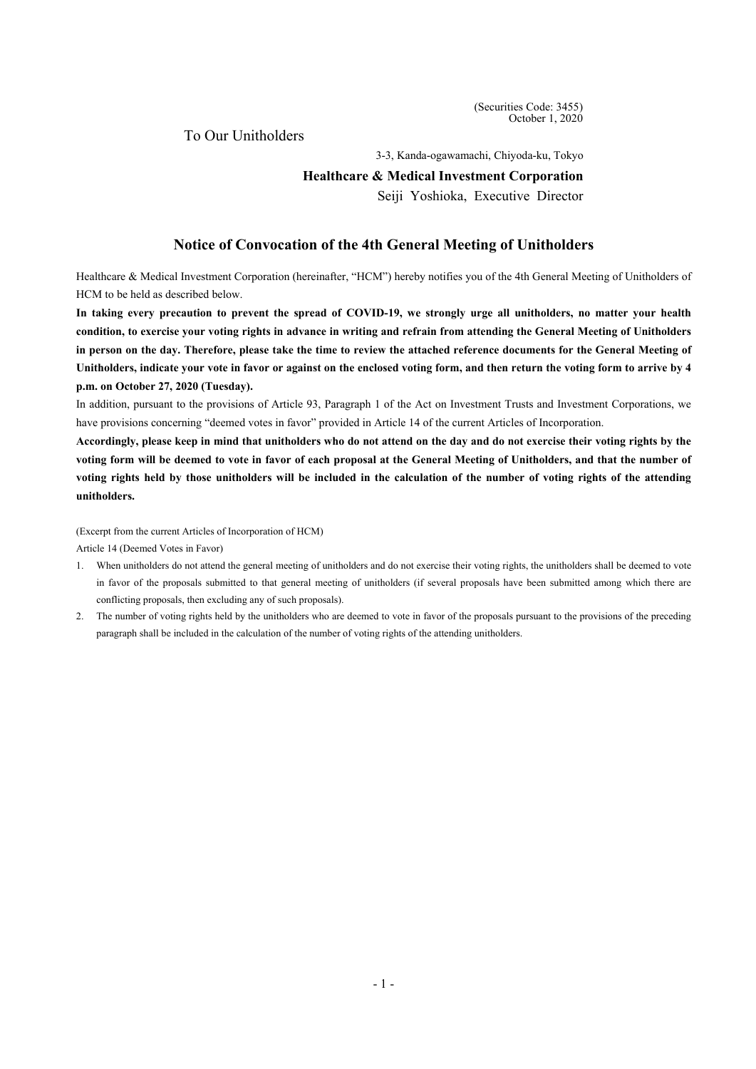(Securities Code: 3455)
October 1, 2020

To Our Unitholders

3-3, Kanda-ogawamachi, Chiyoda-ku, Tokyo

**Healthcare & Medical Investment Corporation**

Seiji Yoshioka, Executive Director

# Notice of Convocation of the 4th General Meeting of Unitholders

Healthcare & Medical Investment Corporation (hereinafter, "HCM") hereby notifies you of the 4th General Meeting of Unitholders of HCM to be held as described below.

**In taking every precaution to prevent the spread of COVID-19, we strongly urge all unitholders, no matter your health condition, to exercise your voting rights in advance in writing and refrain from attending the General Meeting of Unitholders in person on the day. Therefore, please take the time to review the attached reference documents for the General Meeting of Unitholders, indicate your vote in favor or against on the enclosed voting form, and then return the voting form to arrive by 4 p.m. on October 27, 2020 (Tuesday).**

In addition, pursuant to the provisions of Article 93, Paragraph 1 of the Act on Investment Trusts and Investment Corporations, we have provisions concerning "deemed votes in favor" provided in Article 14 of the current Articles of Incorporation.

**Accordingly, please keep in mind that unitholders who do not attend on the day and do not exercise their voting rights by the voting form will be deemed to vote in favor of each proposal at the General Meeting of Unitholders, and that the number of voting rights held by those unitholders will be included in the calculation of the number of voting rights of the attending unitholders.**

(Excerpt from the current Articles of Incorporation of HCM)

Article 14 (Deemed Votes in Favor)

1. When unitholders do not attend the general meeting of unitholders and do not exercise their voting rights, the unitholders shall be deemed to vote in favor of the proposals submitted to that general meeting of unitholders (if several proposals have been submitted among which there are conflicting proposals, then excluding any of such proposals).
2. The number of voting rights held by the unitholders who are deemed to vote in favor of the proposals pursuant to the provisions of the preceding paragraph shall be included in the calculation of the number of voting rights of the attending unitholders.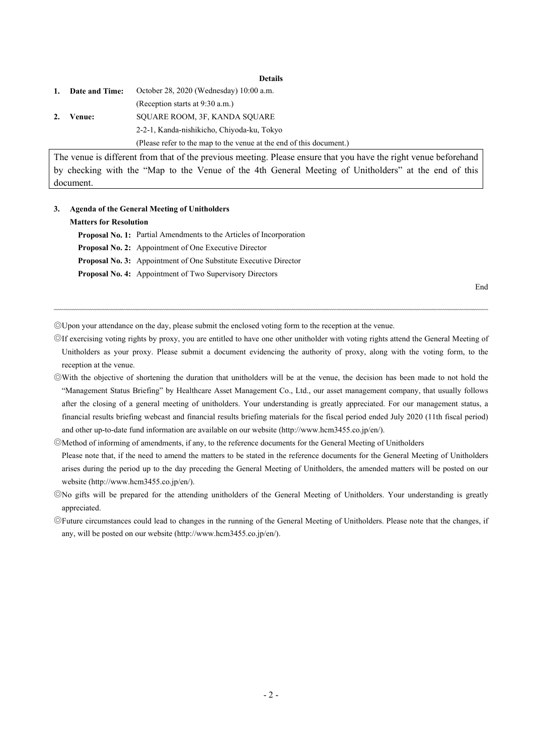**Details**

| | | |
|---|---|---|
| **1.** | **Date and Time:** | October 28, 2020 (Wednesday) 10:00 a.m. |
| | | (Reception starts at 9:30 a.m.) |
| **2.** | **Venue:** | SQUARE ROOM, 3F, KANDA SQUARE |
| | | 2-2-1, Kanda-nishikicho, Chiyoda-ku, Tokyo |
| | | (Please refer to the map to the venue at the end of this document.) |

The venue is different from that of the previous meeting. Please ensure that you have the right venue beforehand by checking with the "Map to the Venue of the 4th General Meeting of Unitholders" at the end of this document.

**3. Agenda of the General Meeting of Unitholders**

**Matters for Resolution**

**Proposal No. 1:** Partial Amendments to the Articles of Incorporation

**Proposal No. 2:** Appointment of One Executive Director

**Proposal No. 3:** Appointment of One Substitute Executive Director

**Proposal No. 4:** Appointment of Two Supervisory Directors

End

---

◎Upon your attendance on the day, please submit the enclosed voting form to the reception at the venue.

◎If exercising voting rights by proxy, you are entitled to have one other unitholder with voting rights attend the General Meeting of Unitholders as your proxy. Please submit a document evidencing the authority of proxy, along with the voting form, to the reception at the venue.

◎With the objective of shortening the duration that unitholders will be at the venue, the decision has been made to not hold the "Management Status Briefing" by Healthcare Asset Management Co., Ltd., our asset management company, that usually follows after the closing of a general meeting of unitholders. Your understanding is greatly appreciated. For our management status, a financial results briefing webcast and financial results briefing materials for the fiscal period ended July 2020 (11th fiscal period) and other up-to-date fund information are available on our website (http://www.hcm3455.co.jp/en/).

◎Method of informing of amendments, if any, to the reference documents for the General Meeting of Unitholders

Please note that, if the need to amend the matters to be stated in the reference documents for the General Meeting of Unitholders arises during the period up to the day preceding the General Meeting of Unitholders, the amended matters will be posted on our website (http://www.hcm3455.co.jp/en/).

◎No gifts will be prepared for the attending unitholders of the General Meeting of Unitholders. Your understanding is greatly appreciated.

◎Future circumstances could lead to changes in the running of the General Meeting of Unitholders. Please note that the changes, if any, will be posted on our website (http://www.hcm3455.co.jp/en/).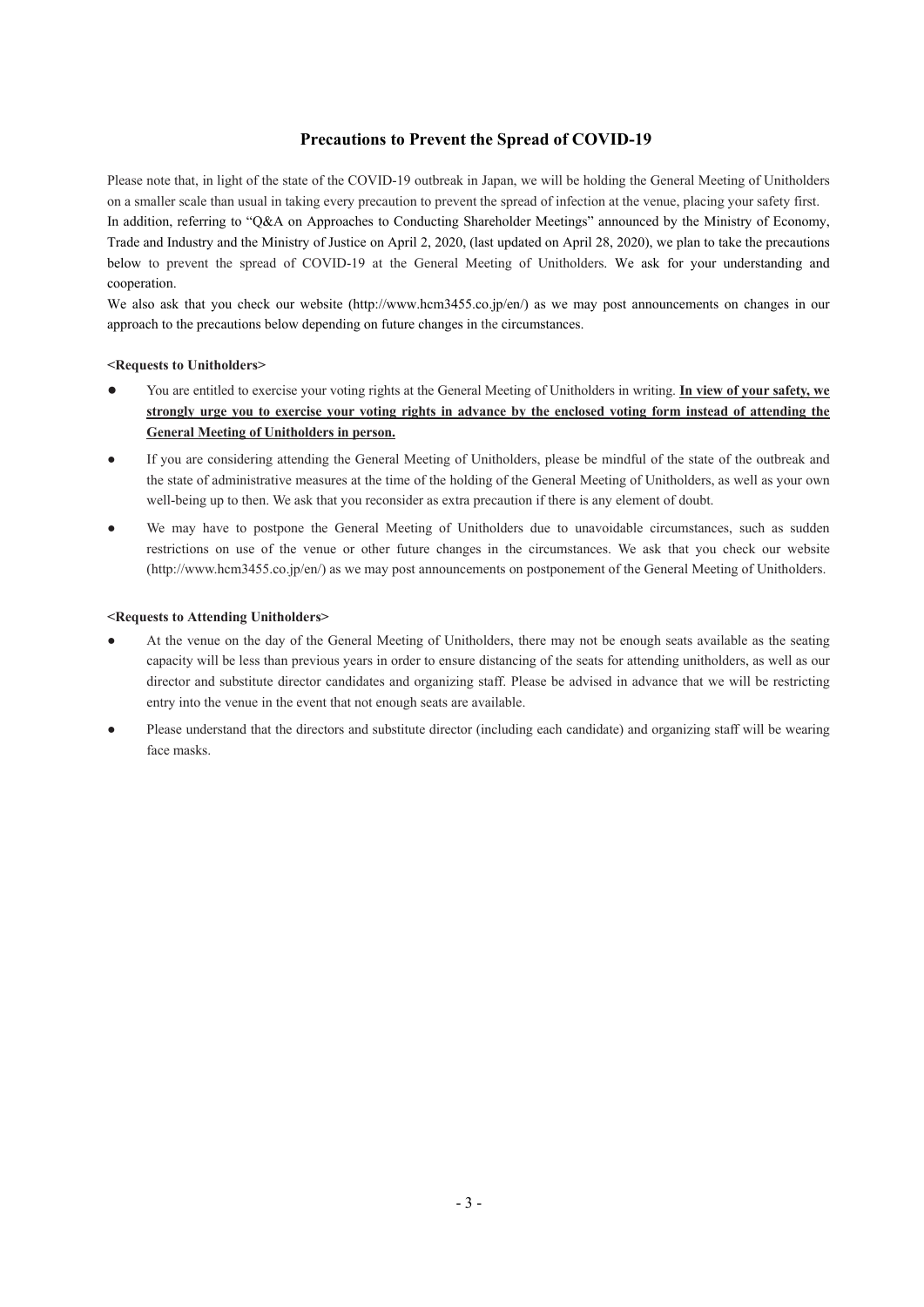## Precautions to Prevent the Spread of COVID-19

Please note that, in light of the state of the COVID-19 outbreak in Japan, we will be holding the General Meeting of Unitholders on a smaller scale than usual in taking every precaution to prevent the spread of infection at the venue, placing your safety first.
In addition, referring to "Q&A on Approaches to Conducting Shareholder Meetings" announced by the Ministry of Economy, Trade and Industry and the Ministry of Justice on April 2, 2020, (last updated on April 28, 2020), we plan to take the precautions below to prevent the spread of COVID-19 at the General Meeting of Unitholders. We ask for your understanding and cooperation.
We also ask that you check our website (http://www.hcm3455.co.jp/en/) as we may post announcements on changes in our approach to the precautions below depending on future changes in the circumstances.

**<Requests to Unitholders>**

- You are entitled to exercise your voting rights at the General Meeting of Unitholders in writing. **In view of your safety, we strongly urge you to exercise your voting rights in advance by the enclosed voting form instead of attending the General Meeting of Unitholders in person.**
- If you are considering attending the General Meeting of Unitholders, please be mindful of the state of the outbreak and the state of administrative measures at the time of the holding of the General Meeting of Unitholders, as well as your own well-being up to then. We ask that you reconsider as extra precaution if there is any element of doubt.
- We may have to postpone the General Meeting of Unitholders due to unavoidable circumstances, such as sudden restrictions on use of the venue or other future changes in the circumstances. We ask that you check our website (http://www.hcm3455.co.jp/en/) as we may post announcements on postponement of the General Meeting of Unitholders.

**<Requests to Attending Unitholders>**

- At the venue on the day of the General Meeting of Unitholders, there may not be enough seats available as the seating capacity will be less than previous years in order to ensure distancing of the seats for attending unitholders, as well as our director and substitute director candidates and organizing staff. Please be advised in advance that we will be restricting entry into the venue in the event that not enough seats are available.
- Please understand that the directors and substitute director (including each candidate) and organizing staff will be wearing face masks.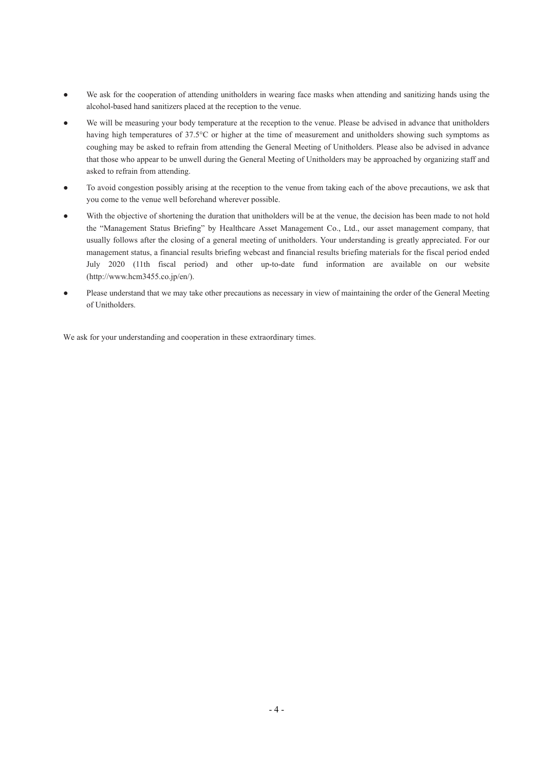- We ask for the cooperation of attending unitholders in wearing face masks when attending and sanitizing hands using the alcohol-based hand sanitizers placed at the reception to the venue.
- We will be measuring your body temperature at the reception to the venue. Please be advised in advance that unitholders having high temperatures of 37.5°C or higher at the time of measurement and unitholders showing such symptoms as coughing may be asked to refrain from attending the General Meeting of Unitholders. Please also be advised in advance that those who appear to be unwell during the General Meeting of Unitholders may be approached by organizing staff and asked to refrain from attending.
- To avoid congestion possibly arising at the reception to the venue from taking each of the above precautions, we ask that you come to the venue well beforehand wherever possible.
- With the objective of shortening the duration that unitholders will be at the venue, the decision has been made to not hold the "Management Status Briefing" by Healthcare Asset Management Co., Ltd., our asset management company, that usually follows after the closing of a general meeting of unitholders. Your understanding is greatly appreciated. For our management status, a financial results briefing webcast and financial results briefing materials for the fiscal period ended July 2020 (11th fiscal period) and other up-to-date fund information are available on our website (http://www.hcm3455.co.jp/en/).
- Please understand that we may take other precautions as necessary in view of maintaining the order of the General Meeting of Unitholders.

We ask for your understanding and cooperation in these extraordinary times.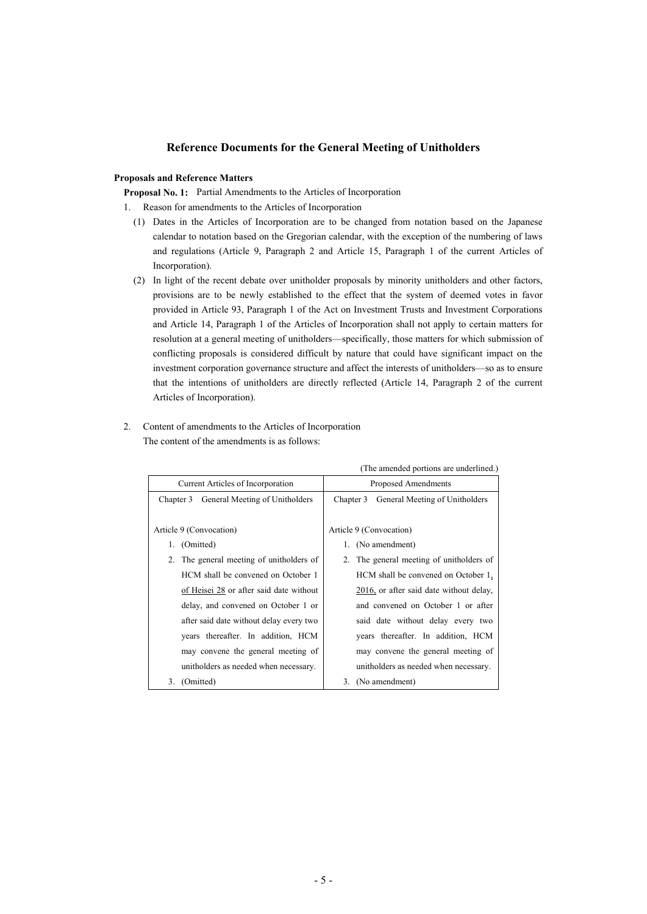## Reference Documents for the General Meeting of Unitholders

**Proposals and Reference Matters**

**Proposal No. 1:** Partial Amendments to the Articles of Incorporation

1. Reason for amendments to the Articles of Incorporation
   (1) Dates in the Articles of Incorporation are to be changed from notation based on the Japanese calendar to notation based on the Gregorian calendar, with the exception of the numbering of laws and regulations (Article 9, Paragraph 2 and Article 15, Paragraph 1 of the current Articles of Incorporation).
   (2) In light of the recent debate over unitholder proposals by minority unitholders and other factors, provisions are to be newly established to the effect that the system of deemed votes in favor provided in Article 93, Paragraph 1 of the Act on Investment Trusts and Investment Corporations and Article 14, Paragraph 1 of the Articles of Incorporation shall not apply to certain matters for resolution at a general meeting of unitholders—specifically, those matters for which submission of conflicting proposals is considered difficult by nature that could have significant impact on the investment corporation governance structure and affect the interests of unitholders—so as to ensure that the intentions of unitholders are directly reflected (Article 14, Paragraph 2 of the current Articles of Incorporation).

2. Content of amendments to the Articles of Incorporation
   The content of the amendments is as follows:

(The amended portions are underlined.)

| Current Articles of Incorporation | Proposed Amendments |
|---|---|
| Chapter 3 General Meeting of Unitholders | Chapter 3 General Meeting of Unitholders |
| Article 9 (Convocation) | Article 9 (Convocation) |
| 1. (Omitted) | 1. (No amendment) |
| 2. The general meeting of unitholders of HCM shall be convened on October 1 <u>of Heisei 28</u> or after said date without delay, and convened on October 1 or after said date without delay every two years thereafter. In addition, HCM may convene the general meeting of unitholders as needed when necessary. | 2. The general meeting of unitholders of HCM shall be convened on October 1<u>, 2016,</u> or after said date without delay, and convened on October 1 or after said date without delay every two years thereafter. In addition, HCM may convene the general meeting of unitholders as needed when necessary. |
| 3. (Omitted) | 3. (No amendment) |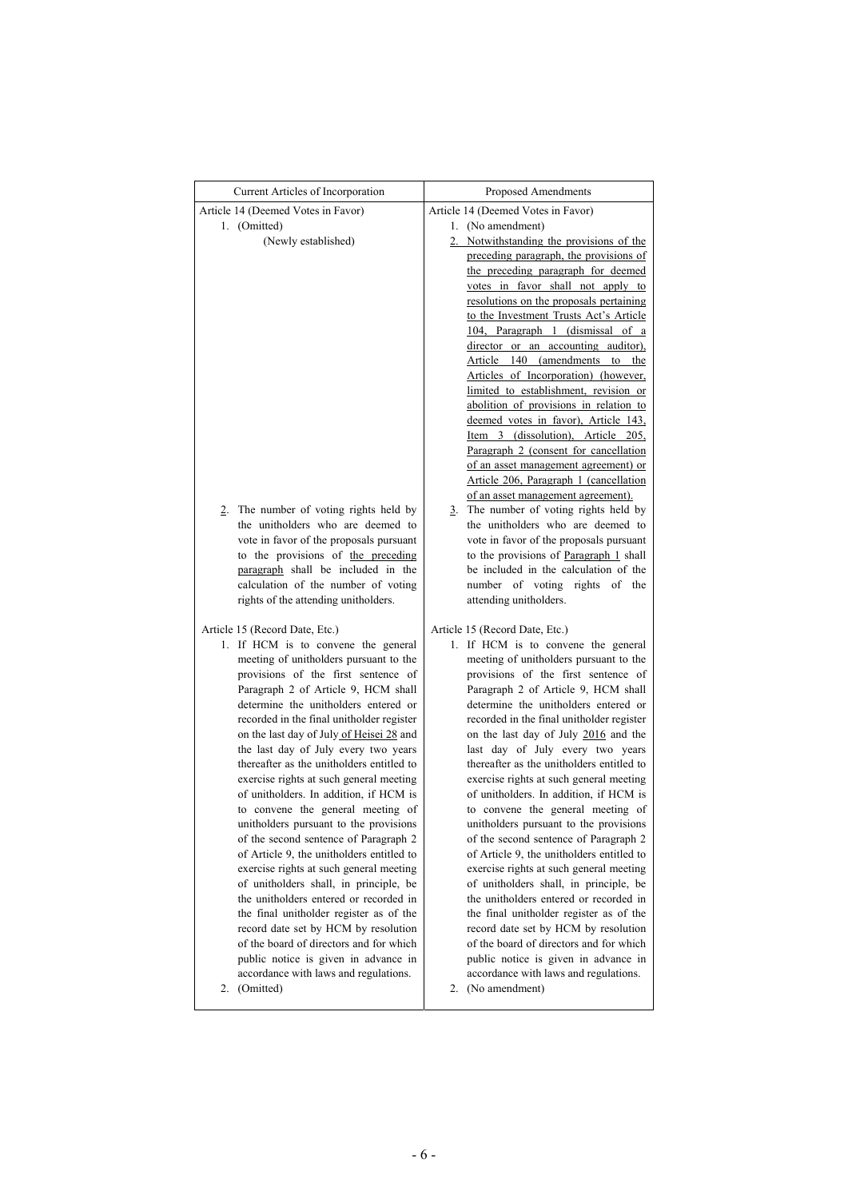| Current Articles of Incorporation | Proposed Amendments |
| --- | --- |
| Article 14 (Deemed Votes in Favor)<br>1. (Omitted)<br>(Newly established) | Article 14 (Deemed Votes in Favor)<br>1. (No amendment)<br>2. Notwithstanding the provisions of the preceding paragraph, the provisions of the preceding paragraph for deemed votes in favor shall not apply to resolutions on the proposals pertaining to the Investment Trusts Act's Article 104, Paragraph 1 (dismissal of a director or an accounting auditor), Article 140 (amendments to the Articles of Incorporation) (however, limited to establishment, revision or abolition of provisions in relation to deemed votes in favor), Article 143, Item 3 (dissolution), Article 205, Paragraph 2 (consent for cancellation of an asset management agreement) or Article 206, Paragraph 1 (cancellation of an asset management agreement). |
| 2. The number of voting rights held by the unitholders who are deemed to vote in favor of the proposals pursuant to the provisions of the preceding paragraph shall be included in the calculation of the number of voting rights of the attending unitholders. | 3. The number of voting rights held by the unitholders who are deemed to vote in favor of the proposals pursuant to the provisions of Paragraph 1 shall be included in the calculation of the number of voting rights of the attending unitholders. |
| Article 15 (Record Date, Etc.)<br>1. If HCM is to convene the general meeting of unitholders pursuant to the provisions of the first sentence of Paragraph 2 of Article 9, HCM shall determine the unitholders entered or recorded in the final unitholder register on the last day of July of Heisei 28 and the last day of July every two years thereafter as the unitholders entitled to exercise rights at such general meeting of unitholders. In addition, if HCM is to convene the general meeting of unitholders pursuant to the provisions of the second sentence of Paragraph 2 of Article 9, the unitholders entitled to exercise rights at such general meeting of unitholders shall, in principle, be the unitholders entered or recorded in the final unitholder register as of the record date set by HCM by resolution of the board of directors and for which public notice is given in advance in accordance with laws and regulations.<br>2. (Omitted) | Article 15 (Record Date, Etc.)<br>1. If HCM is to convene the general meeting of unitholders pursuant to the provisions of the first sentence of Paragraph 2 of Article 9, HCM shall determine the unitholders entered or recorded in the final unitholder register on the last day of July 2016 and the last day of July every two years thereafter as the unitholders entitled to exercise rights at such general meeting of unitholders. In addition, if HCM is to convene the general meeting of unitholders pursuant to the provisions of the second sentence of Paragraph 2 of Article 9, the unitholders entitled to exercise rights at such general meeting of unitholders shall, in principle, be the unitholders entered or recorded in the final unitholder register as of the record date set by HCM by resolution of the board of directors and for which public notice is given in advance in accordance with laws and regulations.<br>2. (No amendment) |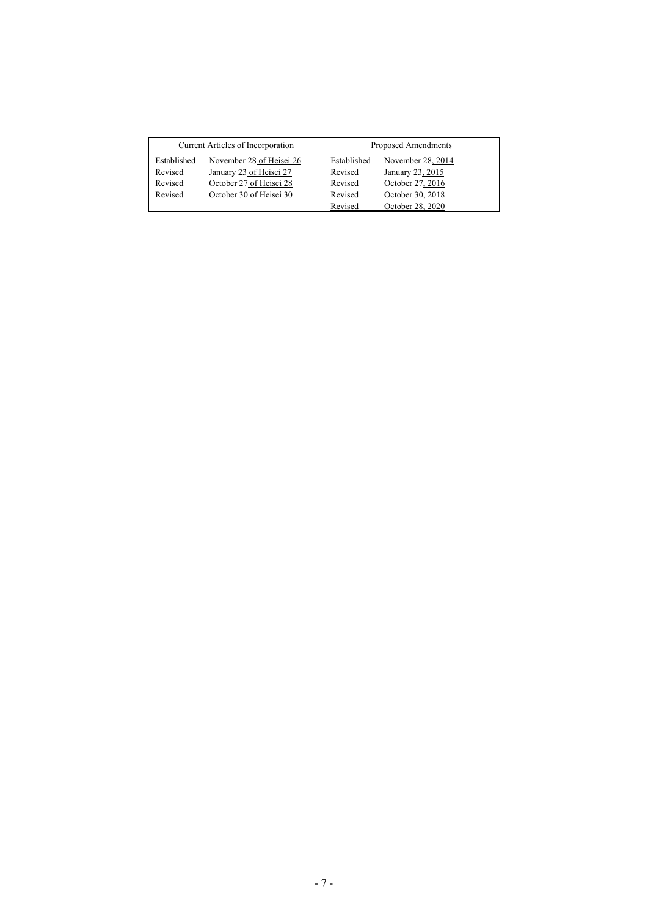| Current Articles of Incorporation | | Proposed Amendments | |
|---|---|---|---|
| Established | November 28 of Heisei 26 | Established | November 28, 2014 |
| Revised | January 23 of Heisei 27 | Revised | January 23, 2015 |
| Revised | October 27 of Heisei 28 | Revised | October 27, 2016 |
| Revised | October 30 of Heisei 30 | Revised | October 30, 2018 |
| | | Revised | October 28, 2020 |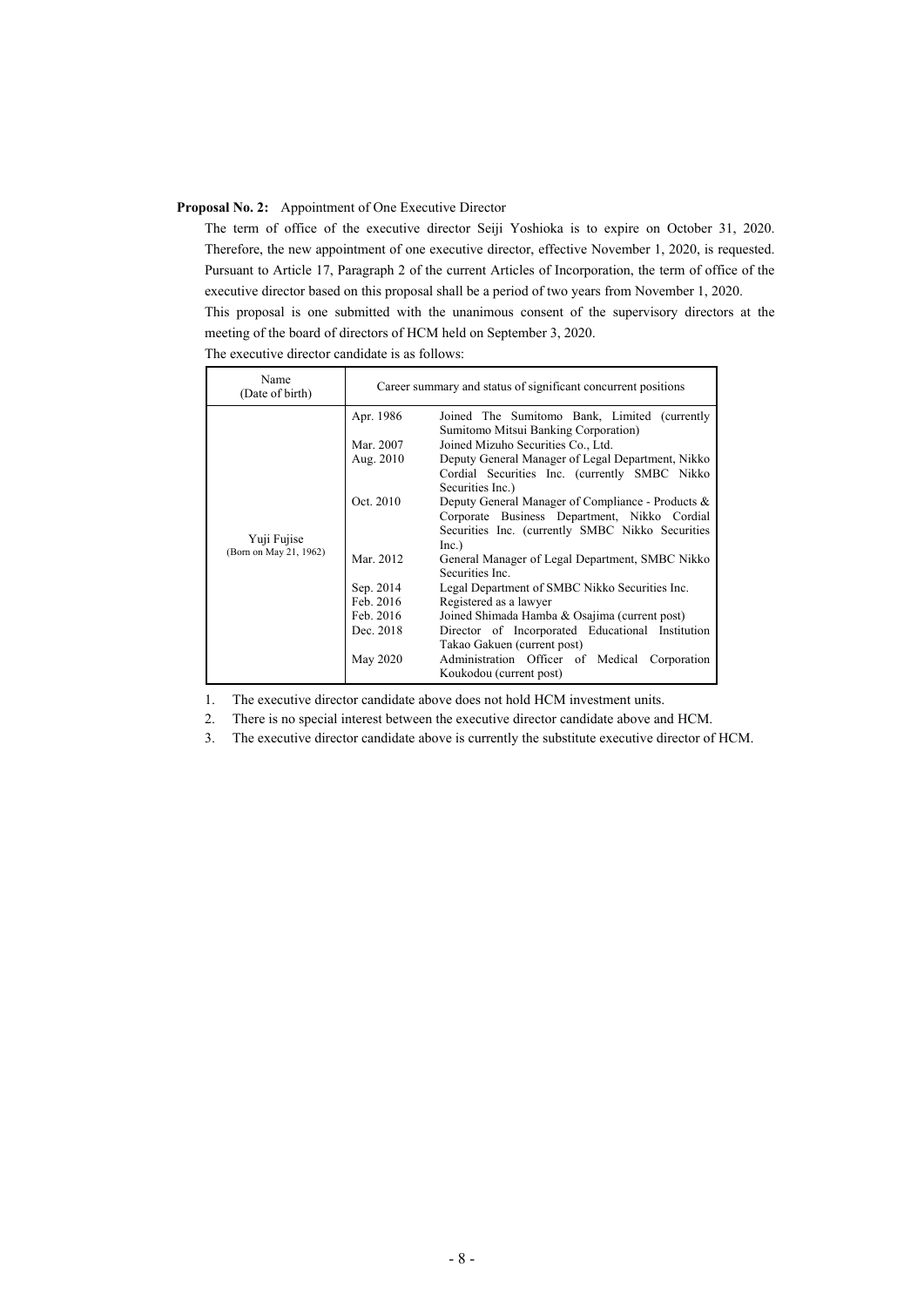**Proposal No. 2:** Appointment of One Executive Director

The term of office of the executive director Seiji Yoshioka is to expire on October 31, 2020. Therefore, the new appointment of one executive director, effective November 1, 2020, is requested. Pursuant to Article 17, Paragraph 2 of the current Articles of Incorporation, the term of office of the executive director based on this proposal shall be a period of two years from November 1, 2020.

This proposal is one submitted with the unanimous consent of the supervisory directors at the meeting of the board of directors of HCM held on September 3, 2020.

The executive director candidate is as follows:

| Name (Date of birth) | Career summary and status of significant concurrent positions | |
|---|---|---|
| Yuji Fujise (Born on May 21, 1962) | Apr. 1986 | Joined The Sumitomo Bank, Limited (currently Sumitomo Mitsui Banking Corporation) |
| | Mar. 2007 | Joined Mizuho Securities Co., Ltd. |
| | Aug. 2010 | Deputy General Manager of Legal Department, Nikko Cordial Securities Inc. (currently SMBC Nikko Securities Inc.) |
| | Oct. 2010 | Deputy General Manager of Compliance - Products & Corporate Business Department, Nikko Cordial Securities Inc. (currently SMBC Nikko Securities Inc.) |
| | Mar. 2012 | General Manager of Legal Department, SMBC Nikko Securities Inc. |
| | Sep. 2014 | Legal Department of SMBC Nikko Securities Inc. |
| | Feb. 2016 | Registered as a lawyer |
| | Feb. 2016 | Joined Shimada Hamba & Osajima (current post) |
| | Dec. 2018 | Director of Incorporated Educational Institution Takao Gakuen (current post) |
| | May 2020 | Administration Officer of Medical Corporation Koukodou (current post) |

1. The executive director candidate above does not hold HCM investment units.
2. There is no special interest between the executive director candidate above and HCM.
3. The executive director candidate above is currently the substitute executive director of HCM.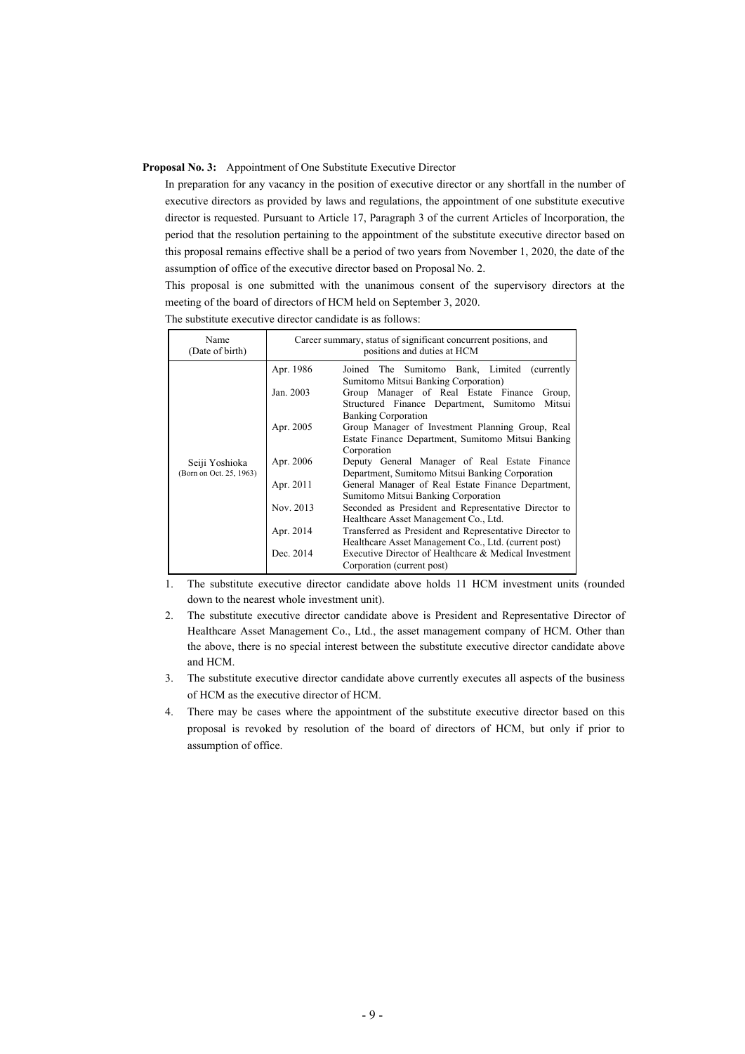**Proposal No. 3:** Appointment of One Substitute Executive Director

In preparation for any vacancy in the position of executive director or any shortfall in the number of executive directors as provided by laws and regulations, the appointment of one substitute executive director is requested. Pursuant to Article 17, Paragraph 3 of the current Articles of Incorporation, the period that the resolution pertaining to the appointment of the substitute executive director based on this proposal remains effective shall be a period of two years from November 1, 2020, the date of the assumption of office of the executive director based on Proposal No. 2.

This proposal is one submitted with the unanimous consent of the supervisory directors at the meeting of the board of directors of HCM held on September 3, 2020.

The substitute executive director candidate is as follows:

| Name (Date of birth) | Career summary, status of significant concurrent positions, and positions and duties at HCM | |
|---|---|---|
| Seiji Yoshioka (Born on Oct. 25, 1963) | Apr. 1986 | Joined The Sumitomo Bank, Limited (currently Sumitomo Mitsui Banking Corporation) |
| | Jan. 2003 | Group Manager of Real Estate Finance Group, Structured Finance Department, Sumitomo Mitsui Banking Corporation |
| | Apr. 2005 | Group Manager of Investment Planning Group, Real Estate Finance Department, Sumitomo Mitsui Banking Corporation |
| | Apr. 2006 | Deputy General Manager of Real Estate Finance Department, Sumitomo Mitsui Banking Corporation |
| | Apr. 2011 | General Manager of Real Estate Finance Department, Sumitomo Mitsui Banking Corporation |
| | Nov. 2013 | Seconded as President and Representative Director to Healthcare Asset Management Co., Ltd. |
| | Apr. 2014 | Transferred as President and Representative Director to Healthcare Asset Management Co., Ltd. (current post) |
| | Dec. 2014 | Executive Director of Healthcare & Medical Investment Corporation (current post) |

1. The substitute executive director candidate above holds 11 HCM investment units (rounded down to the nearest whole investment unit).
2. The substitute executive director candidate above is President and Representative Director of Healthcare Asset Management Co., Ltd., the asset management company of HCM. Other than the above, there is no special interest between the substitute executive director candidate above and HCM.
3. The substitute executive director candidate above currently executes all aspects of the business of HCM as the executive director of HCM.
4. There may be cases where the appointment of the substitute executive director based on this proposal is revoked by resolution of the board of directors of HCM, but only if prior to assumption of office.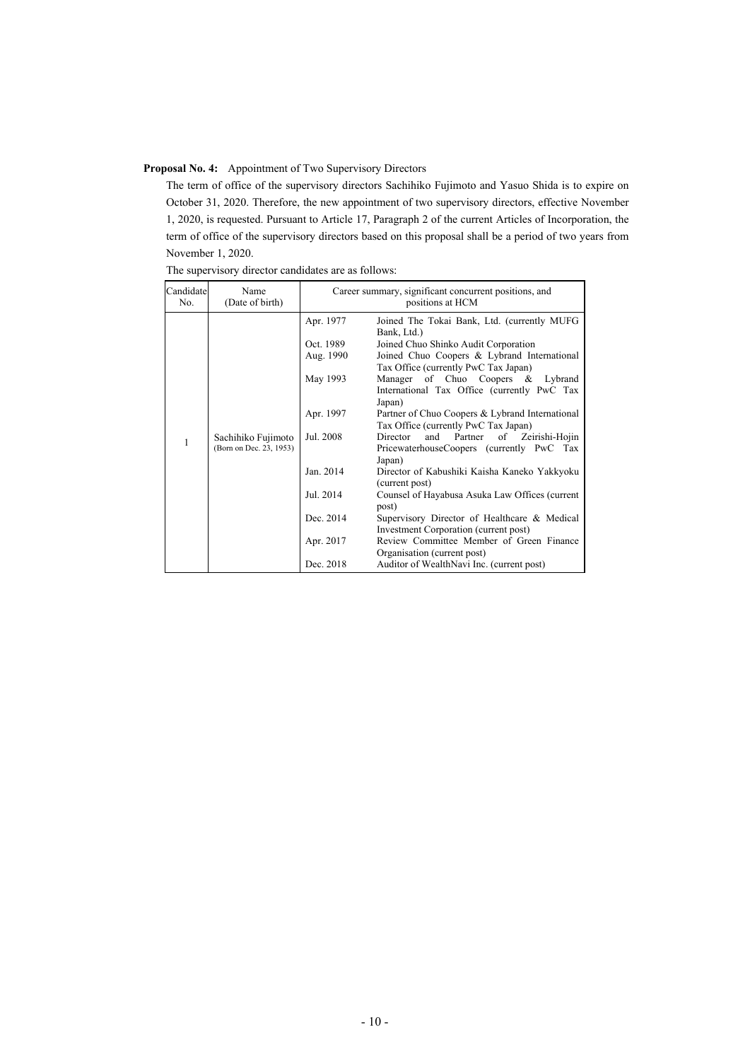**Proposal No. 4:** Appointment of Two Supervisory Directors

The term of office of the supervisory directors Sachihiko Fujimoto and Yasuo Shida is to expire on October 31, 2020. Therefore, the new appointment of two supervisory directors, effective November 1, 2020, is requested. Pursuant to Article 17, Paragraph 2 of the current Articles of Incorporation, the term of office of the supervisory directors based on this proposal shall be a period of two years from November 1, 2020.

The supervisory director candidates are as follows:

| Candidate No. | Name (Date of birth) | Career summary, significant concurrent positions, and positions at HCM | |
|---|---|---|---|
| 1 | Sachihiko Fujimoto (Born on Dec. 23, 1953) | Apr. 1977 | Joined The Tokai Bank, Ltd. (currently MUFG Bank, Ltd.) |
| | | Oct. 1989 | Joined Chuo Shinko Audit Corporation |
| | | Aug. 1990 | Joined Chuo Coopers & Lybrand International Tax Office (currently PwC Tax Japan) |
| | | May 1993 | Manager of Chuo Coopers & Lybrand International Tax Office (currently PwC Tax Japan) |
| | | Apr. 1997 | Partner of Chuo Coopers & Lybrand International Tax Office (currently PwC Tax Japan) |
| | | Jul. 2008 | Director and Partner of Zeirishi-Hojin PricewaterhouseCoopers (currently PwC Tax Japan) |
| | | Jan. 2014 | Director of Kabushiki Kaisha Kaneko Yakkyoku (current post) |
| | | Jul. 2014 | Counsel of Hayabusa Asuka Law Offices (current post) |
| | | Dec. 2014 | Supervisory Director of Healthcare & Medical Investment Corporation (current post) |
| | | Apr. 2017 | Review Committee Member of Green Finance Organisation (current post) |
| | | Dec. 2018 | Auditor of WealthNavi Inc. (current post) |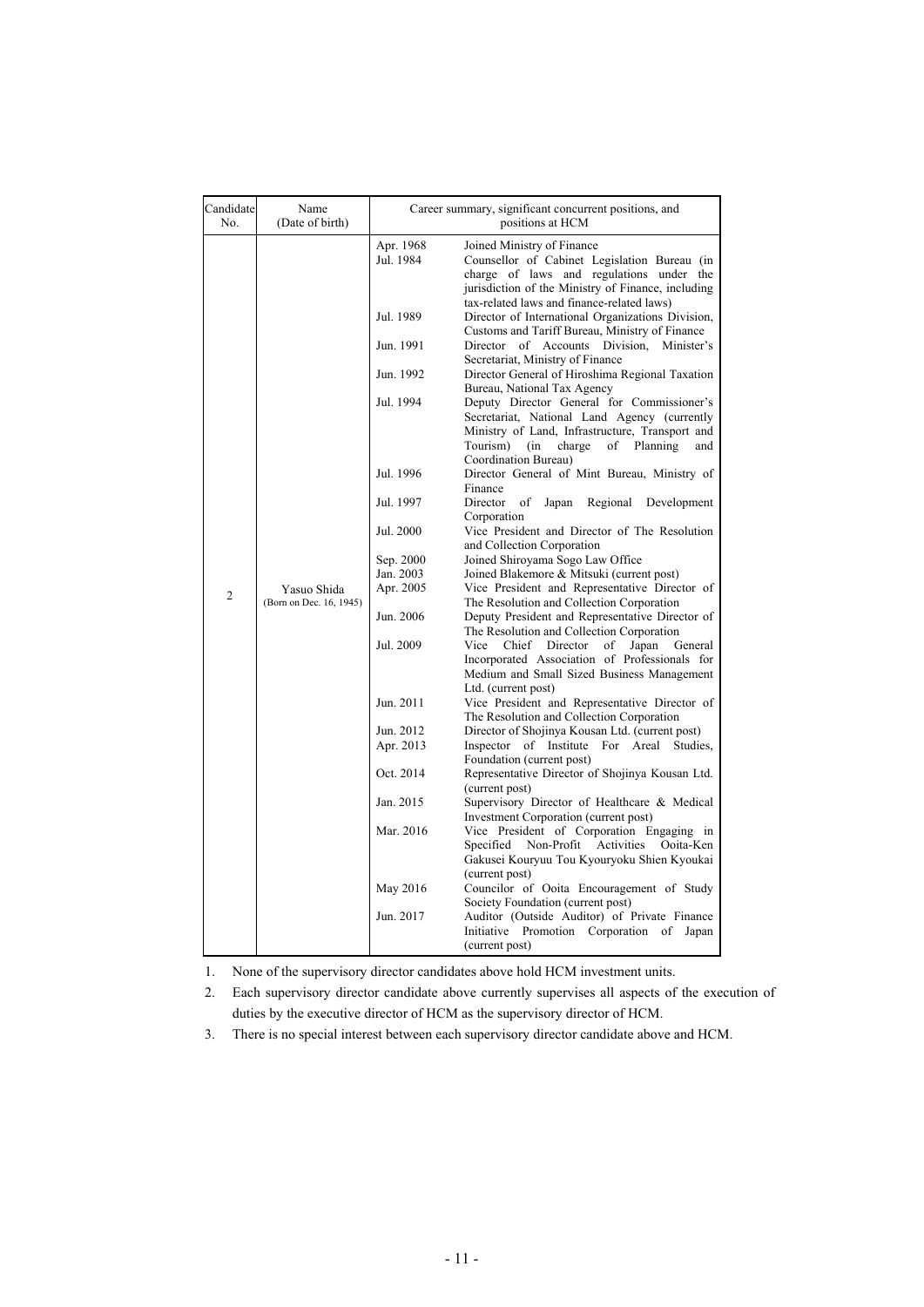| Candidate No. | Name (Date of birth) | Career summary, significant concurrent positions, and positions at HCM | |
|---|---|---|---|
| 2 | Yasuo Shida (Born on Dec. 16, 1945) | Apr. 1968 | Joined Ministry of Finance |
| | | Jul. 1984 | Counsellor of Cabinet Legislation Bureau (in charge of laws and regulations under the jurisdiction of the Ministry of Finance, including tax-related laws and finance-related laws) |
| | | Jul. 1989 | Director of International Organizations Division, Customs and Tariff Bureau, Ministry of Finance |
| | | Jun. 1991 | Director of Accounts Division, Minister's Secretariat, Ministry of Finance |
| | | Jun. 1992 | Director General of Hiroshima Regional Taxation Bureau, National Tax Agency |
| | | Jul. 1994 | Deputy Director General for Commissioner's Secretariat, National Land Agency (currently Ministry of Land, Infrastructure, Transport and Tourism) (in charge of Planning and Coordination Bureau) |
| | | Jul. 1996 | Director General of Mint Bureau, Ministry of Finance |
| | | Jul. 1997 | Director of Japan Regional Development Corporation |
| | | Jul. 2000 | Vice President and Director of The Resolution and Collection Corporation |
| | | Sep. 2000 | Joined Shiroyama Sogo Law Office |
| | | Jan. 2003 | Joined Blakemore & Mitsuki (current post) |
| | | Apr. 2005 | Vice President and Representative Director of The Resolution and Collection Corporation |
| | | Jun. 2006 | Deputy President and Representative Director of The Resolution and Collection Corporation |
| | | Jul. 2009 | Vice Chief Director of Japan General Incorporated Association of Professionals for Medium and Small Sized Business Management Ltd. (current post) |
| | | Jun. 2011 | Vice President and Representative Director of The Resolution and Collection Corporation |
| | | Jun. 2012 | Director of Shojinya Kousan Ltd. (current post) |
| | | Apr. 2013 | Inspector of Institute For Areal Studies, Foundation (current post) |
| | | Oct. 2014 | Representative Director of Shojinya Kousan Ltd. (current post) |
| | | Jan. 2015 | Supervisory Director of Healthcare & Medical Investment Corporation (current post) |
| | | Mar. 2016 | Vice President of Corporation Engaging in Specified Non-Profit Activities Ooita-Ken Gakusei Kouryuu Tou Kyouryoku Shien Kyoukai (current post) |
| | | May 2016 | Councilor of Ooita Encouragement of Study Society Foundation (current post) |
| | | Jun. 2017 | Auditor (Outside Auditor) of Private Finance Initiative Promotion Corporation of Japan (current post) |

1. None of the supervisory director candidates above hold HCM investment units.
2. Each supervisory director candidate above currently supervises all aspects of the execution of duties by the executive director of HCM as the supervisory director of HCM.
3. There is no special interest between each supervisory director candidate above and HCM.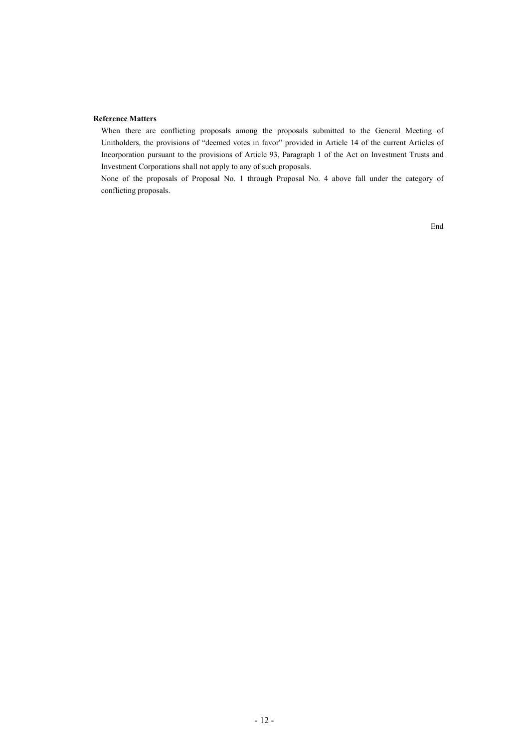**Reference Matters**

When there are conflicting proposals among the proposals submitted to the General Meeting of Unitholders, the provisions of "deemed votes in favor" provided in Article 14 of the current Articles of Incorporation pursuant to the provisions of Article 93, Paragraph 1 of the Act on Investment Trusts and Investment Corporations shall not apply to any of such proposals.

None of the proposals of Proposal No. 1 through Proposal No. 4 above fall under the category of conflicting proposals.

End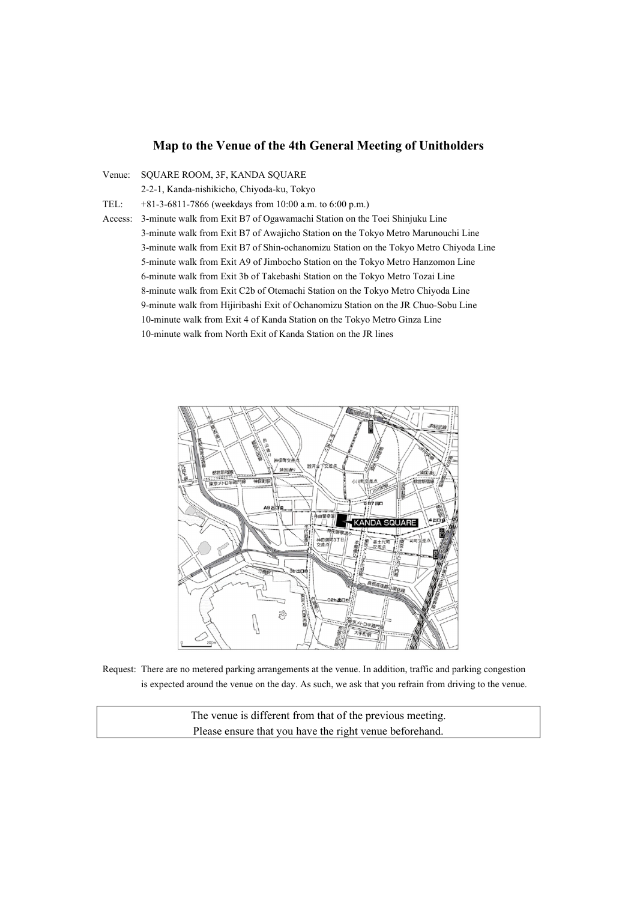## Map to the Venue of the 4th General Meeting of Unitholders

Venue: SQUARE ROOM, 3F, KANDA SQUARE
2-2-1, Kanda-nishikicho, Chiyoda-ku, Tokyo

TEL: +81-3-6811-7866 (weekdays from 10:00 a.m. to 6:00 p.m.)

Access: 3-minute walk from Exit B7 of Ogawamachi Station on the Toei Shinjuku Line
3-minute walk from Exit B7 of Awajicho Station on the Tokyo Metro Marunouchi Line
3-minute walk from Exit B7 of Shin-ochanomizu Station on the Tokyo Metro Chiyoda Line
5-minute walk from Exit A9 of Jimbocho Station on the Tokyo Metro Hanzomon Line
6-minute walk from Exit 3b of Takebashi Station on the Tokyo Metro Tozai Line
8-minute walk from Exit C2b of Otemachi Station on the Tokyo Metro Chiyoda Line
9-minute walk from Hijiribashi Exit of Ochanomizu Station on the JR Chuo-Sobu Line
10-minute walk from Exit 4 of Kanda Station on the Tokyo Metro Ginza Line
10-minute walk from North Exit of Kanda Station on the JR lines

KANDA SQUARE

Request: There are no metered parking arrangements at the venue. In addition, traffic and parking congestion is expected around the venue on the day. As such, we ask that you refrain from driving to the venue.

The venue is different from that of the previous meeting.
Please ensure that you have the right venue beforehand.